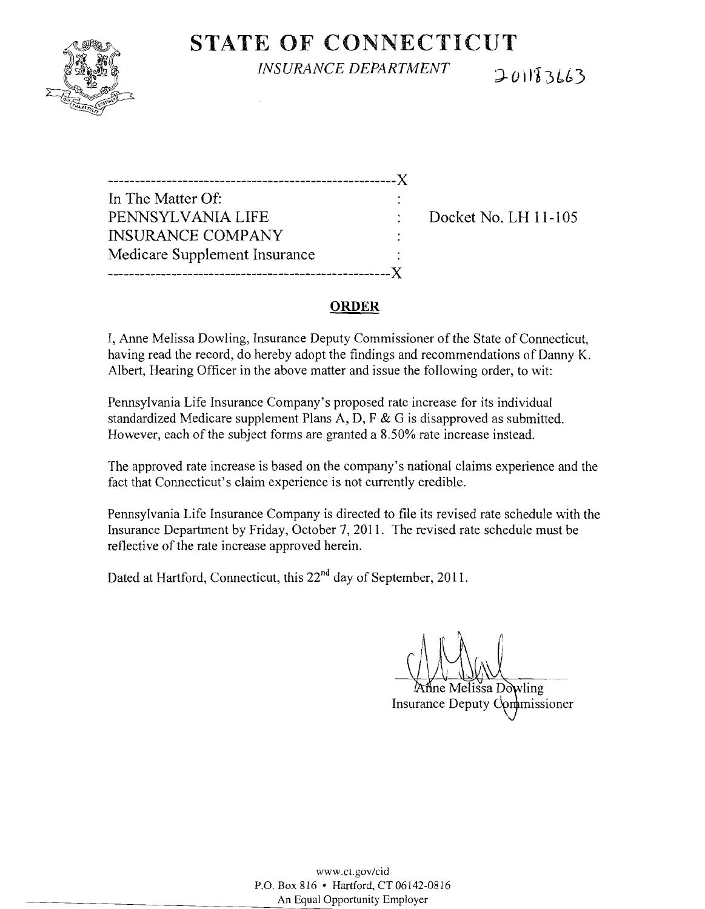# STATE OF CONNECTICUT

*INSURANCE DEPARTMENT*

20113663

---

In The Matter Of:
PENNSYLVANIA LIFE INSURANCE COMPANY
Medicare Supplement Insurance

Docket No. LH 11-105

---

## ORDER

I, Anne Melissa Dowling, Insurance Deputy Commissioner of the State of Connecticut, having read the record, do hereby adopt the findings and recommendations of Danny K. Albert, Hearing Officer in the above matter and issue the following order, to wit:

Pennsylvania Life Insurance Company's proposed rate increase for its individual standardized Medicare supplement Plans A, D, F & G is disapproved as submitted. However, each of the subject forms are granted a 8.50% rate increase instead.

The approved rate increase is based on the company's national claims experience and the fact that Connecticut's claim experience is not currently credible.

Pennsylvania Life Insurance Company is directed to file its revised rate schedule with the Insurance Department by Friday, October 7, 2011. The revised rate schedule must be reflective of the rate increase approved herein.

Dated at Hartford, Connecticut, this 22nd day of September, 2011.

Anne Melissa Dowling
Insurance Deputy Commissioner

www.ct.gov/cid
P.O. Box 816 • Hartford, CT 06142-0816
An Equal Opportunity Employer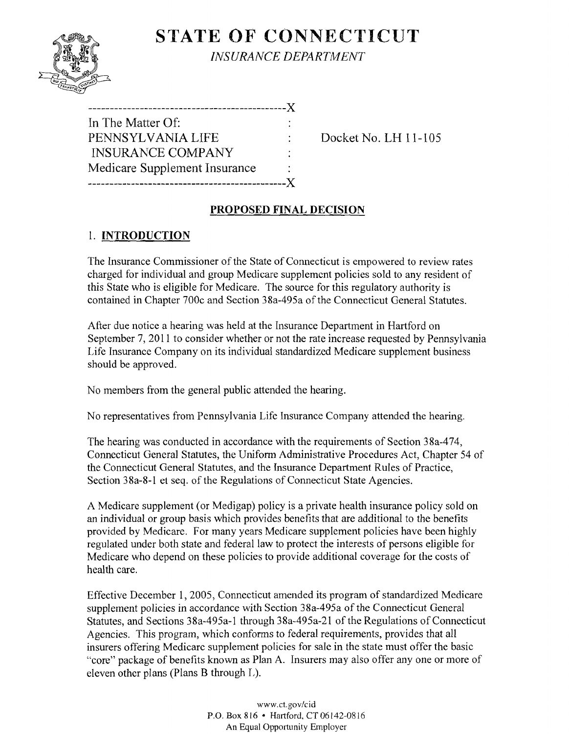# STATE OF CONNECTICUT

*INSURANCE DEPARTMENT*

```
----------------------------------------------X
In The Matter Of:                             :
PENNSYLVANIA LIFE                             :     Docket No. LH 11-105
 INSURANCE COMPANY                            :
Medicare Supplement Insurance                 :
----------------------------------------------X
```

## PROPOSED FINAL DECISION

### I. INTRODUCTION

The Insurance Commissioner of the State of Connecticut is empowered to review rates charged for individual and group Medicare supplement policies sold to any resident of this State who is eligible for Medicare. The source for this regulatory authority is contained in Chapter 700c and Section 38a-495a of the Connecticut General Statutes.

After due notice a hearing was held at the Insurance Department in Hartford on September 7, 2011 to consider whether or not the rate increase requested by Pennsylvania Life Insurance Company on its individual standardized Medicare supplement business should be approved.

No members from the general public attended the hearing.

No representatives from Pennsylvania Life Insurance Company attended the hearing.

The hearing was conducted in accordance with the requirements of Section 38a-474, Connecticut General Statutes, the Uniform Administrative Procedures Act, Chapter 54 of the Connecticut General Statutes, and the Insurance Department Rules of Practice, Section 38a-8-1 et seq. of the Regulations of Connecticut State Agencies.

A Medicare supplement (or Medigap) policy is a private health insurance policy sold on an individual or group basis which provides benefits that are additional to the benefits provided by Medicare. For many years Medicare supplement policies have been highly regulated under both state and federal law to protect the interests of persons eligible for Medicare who depend on these policies to provide additional coverage for the costs of health care.

Effective December 1, 2005, Connecticut amended its program of standardized Medicare supplement policies in accordance with Section 38a-495a of the Connecticut General Statutes, and Sections 38a-495a-1 through 38a-495a-21 of the Regulations of Connecticut Agencies. This program, which conforms to federal requirements, provides that all insurers offering Medicare supplement policies for sale in the state must offer the basic "core" package of benefits known as Plan A. Insurers may also offer any one or more of eleven other plans (Plans B through L).

www.ct.gov/cid
P.O. Box 816 • Hartford, CT 06142-0816
An Equal Opportunity Employer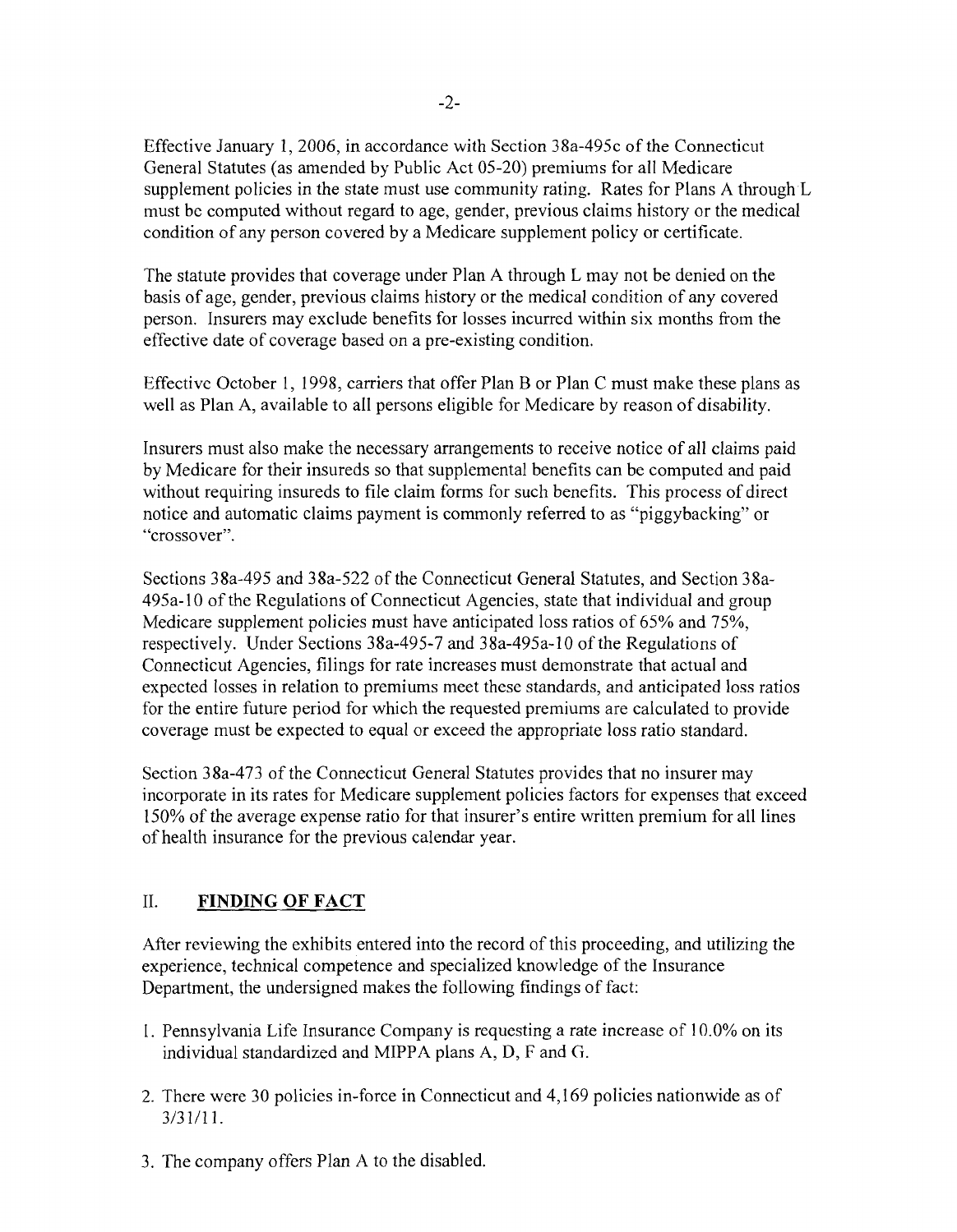Effective January 1, 2006, in accordance with Section 38a-495c of the Connecticut General Statutes (as amended by Public Act 05-20) premiums for all Medicare supplement policies in the state must use community rating. Rates for Plans A through L must be computed without regard to age, gender, previous claims history or the medical condition of any person covered by a Medicare supplement policy or certificate.

The statute provides that coverage under Plan A through L may not be denied on the basis of age, gender, previous claims history or the medical condition of any covered person. Insurers may exclude benefits for losses incurred within six months from the effective date of coverage based on a pre-existing condition.

Effective October 1, 1998, carriers that offer Plan B or Plan C must make these plans as well as Plan A, available to all persons eligible for Medicare by reason of disability.

Insurers must also make the necessary arrangements to receive notice of all claims paid by Medicare for their insureds so that supplemental benefits can be computed and paid without requiring insureds to file claim forms for such benefits. This process of direct notice and automatic claims payment is commonly referred to as "piggybacking" or "crossover".

Sections 38a-495 and 38a-522 of the Connecticut General Statutes, and Section 38a-495a-10 of the Regulations of Connecticut Agencies, state that individual and group Medicare supplement policies must have anticipated loss ratios of 65% and 75%, respectively. Under Sections 38a-495-7 and 38a-495a-10 of the Regulations of Connecticut Agencies, filings for rate increases must demonstrate that actual and expected losses in relation to premiums meet these standards, and anticipated loss ratios for the entire future period for which the requested premiums are calculated to provide coverage must be expected to equal or exceed the appropriate loss ratio standard.

Section 38a-473 of the Connecticut General Statutes provides that no insurer may incorporate in its rates for Medicare supplement policies factors for expenses that exceed 150% of the average expense ratio for that insurer's entire written premium for all lines of health insurance for the previous calendar year.

## II. **FINDING OF FACT**

After reviewing the exhibits entered into the record of this proceeding, and utilizing the experience, technical competence and specialized knowledge of the Insurance Department, the undersigned makes the following findings of fact:

1. Pennsylvania Life Insurance Company is requesting a rate increase of 10.0% on its individual standardized and MIPPA plans A, D, F and G.

2. There were 30 policies in-force in Connecticut and 4,169 policies nationwide as of 3/31/11.

3. The company offers Plan A to the disabled.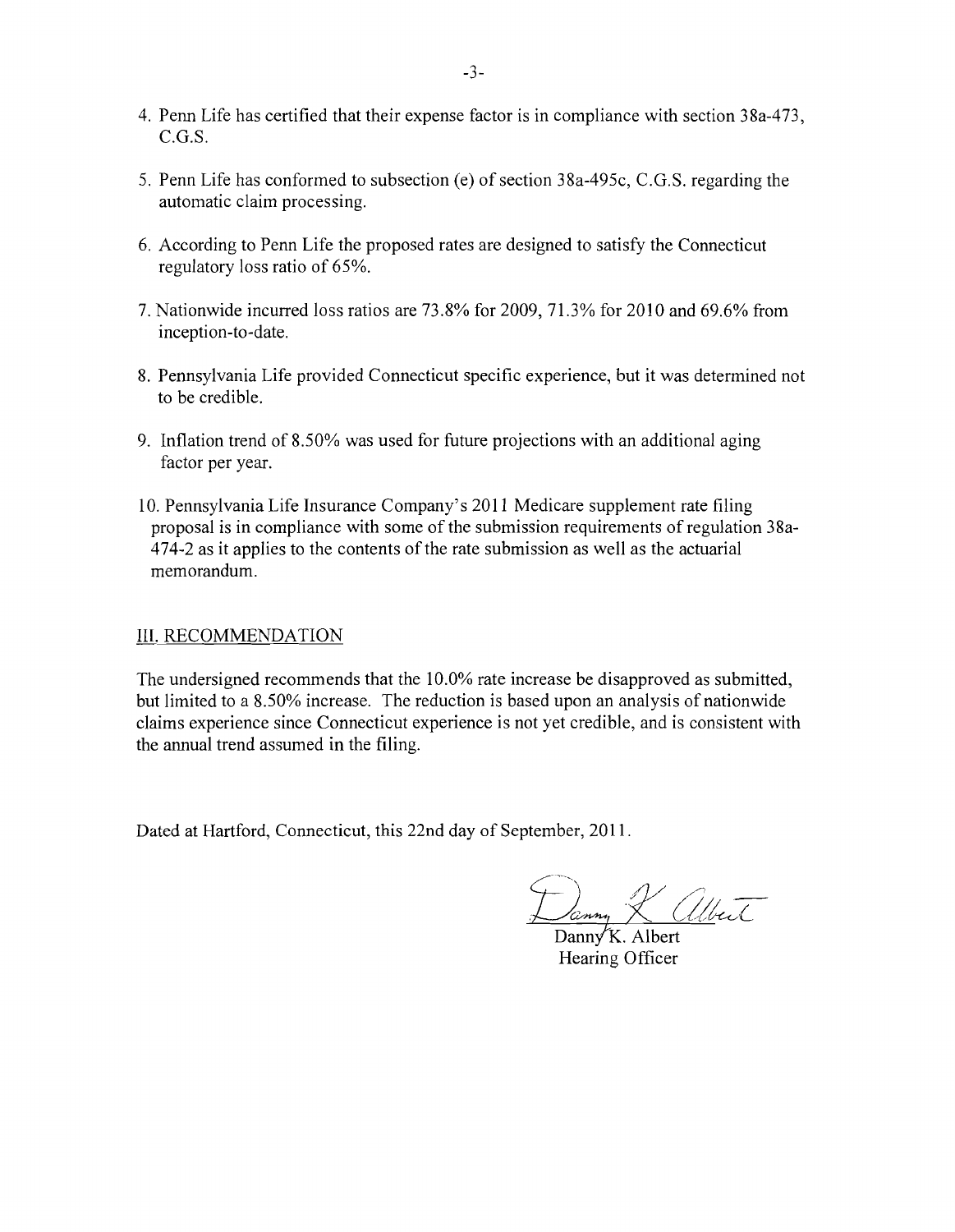4. Penn Life has certified that their expense factor is in compliance with section 38a-473, C.G.S.

5. Penn Life has conformed to subsection (e) of section 38a-495c, C.G.S. regarding the automatic claim processing.

6. According to Penn Life the proposed rates are designed to satisfy the Connecticut regulatory loss ratio of 65%.

7. Nationwide incurred loss ratios are 73.8% for 2009, 71.3% for 2010 and 69.6% from inception-to-date.

8. Pennsylvania Life provided Connecticut specific experience, but it was determined not to be credible.

9. Inflation trend of 8.50% was used for future projections with an additional aging factor per year.

10. Pennsylvania Life Insurance Company's 2011 Medicare supplement rate filing proposal is in compliance with some of the submission requirements of regulation 38a-474-2 as it applies to the contents of the rate submission as well as the actuarial memorandum.

## III. RECOMMENDATION

The undersigned recommends that the 10.0% rate increase be disapproved as submitted, but limited to a 8.50% increase. The reduction is based upon an analysis of nationwide claims experience since Connecticut experience is not yet credible, and is consistent with the annual trend assumed in the filing.

Dated at Hartford, Connecticut, this 22nd day of September, 2011.

Danny K. Albert
Hearing Officer